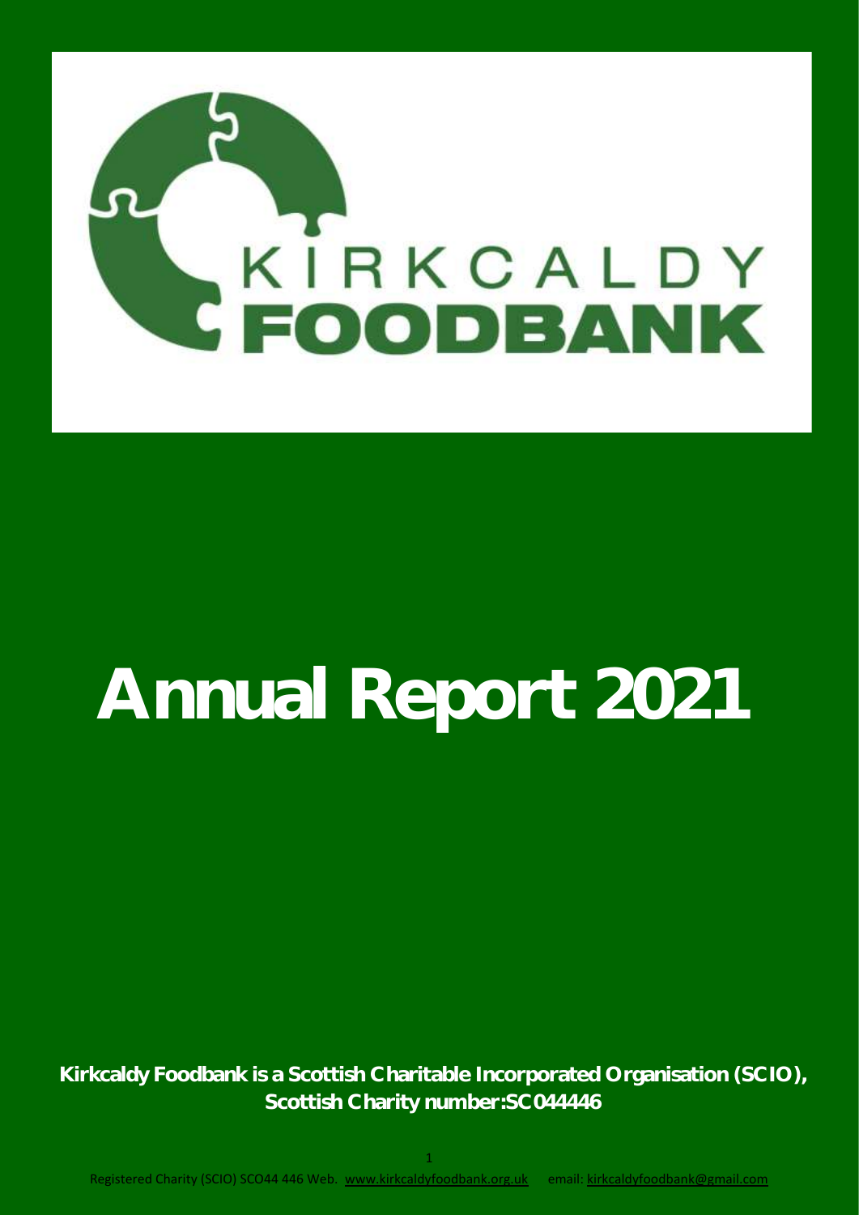# KIRKCALDY FOODBANK

# Annual Report 2021

**Kirkcaldy Foodbank is a Scottish Charitable Incorporated Organisation (SCIO), Scottish Charity number:SC044446**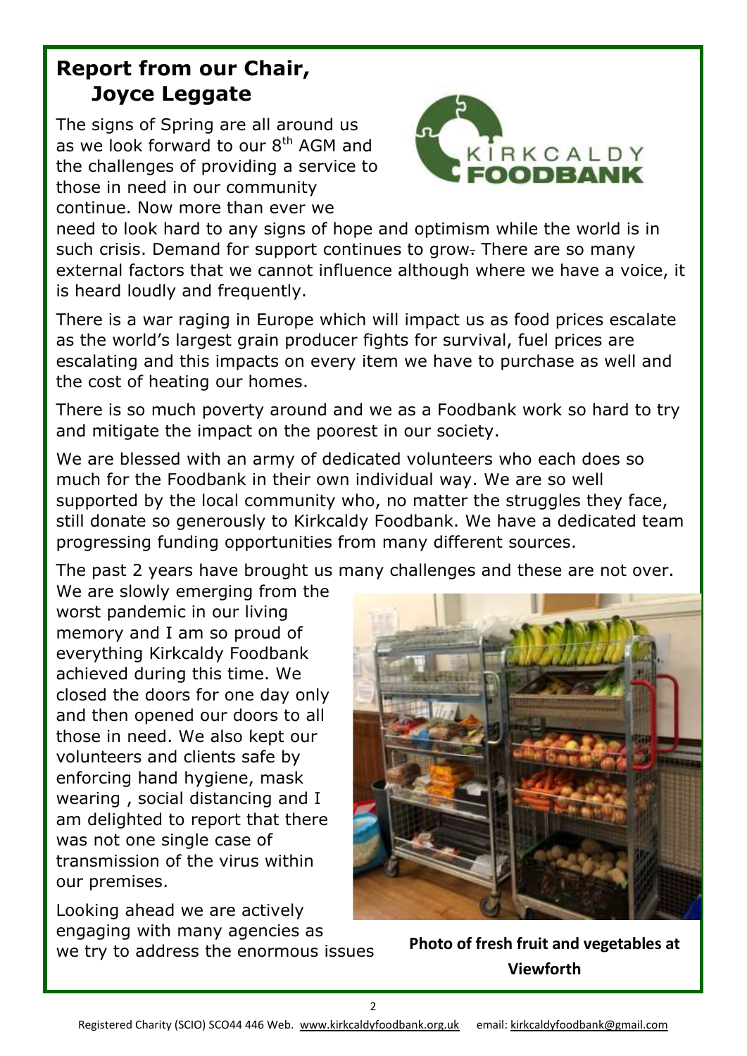## Report from our Chair, Joyce Leggate

The signs of Spring are all around us as we look forward to our 8th AGM and the challenges of providing a service to those in need in our community continue. Now more than ever we need to look hard to any signs of hope and optimism while the world is in such crisis. Demand for support continues to grow. There are so many external factors that we cannot influence although where we have a voice, it is heard loudly and frequently.

There is a war raging in Europe which will impact us as food prices escalate as the world's largest grain producer fights for survival, fuel prices are escalating and this impacts on every item we have to purchase as well and the cost of heating our homes.

There is so much poverty around and we as a Foodbank work so hard to try and mitigate the impact on the poorest in our society.

We are blessed with an army of dedicated volunteers who each does so much for the Foodbank in their own individual way. We are so well supported by the local community who, no matter the struggles they face, still donate so generously to Kirkcaldy Foodbank. We have a dedicated team progressing funding opportunities from many different sources.

The past 2 years have brought us many challenges and these are not over. We are slowly emerging from the worst pandemic in our living memory and I am so proud of everything Kirkcaldy Foodbank achieved during this time. We closed the doors for one day only and then opened our doors to all those in need. We also kept our volunteers and clients safe by enforcing hand hygiene, mask wearing , social distancing and I am delighted to report that there was not one single case of transmission of the virus within our premises.

Looking ahead we are actively engaging with many agencies as we try to address the enormous issues

**Photo of fresh fruit and vegetables at Viewforth**

Registered Charity (SCIO) SCO44 446 Web. www.kirkcaldyfoodbank.org.uk email: kirkcaldyfoodbank@gmail.com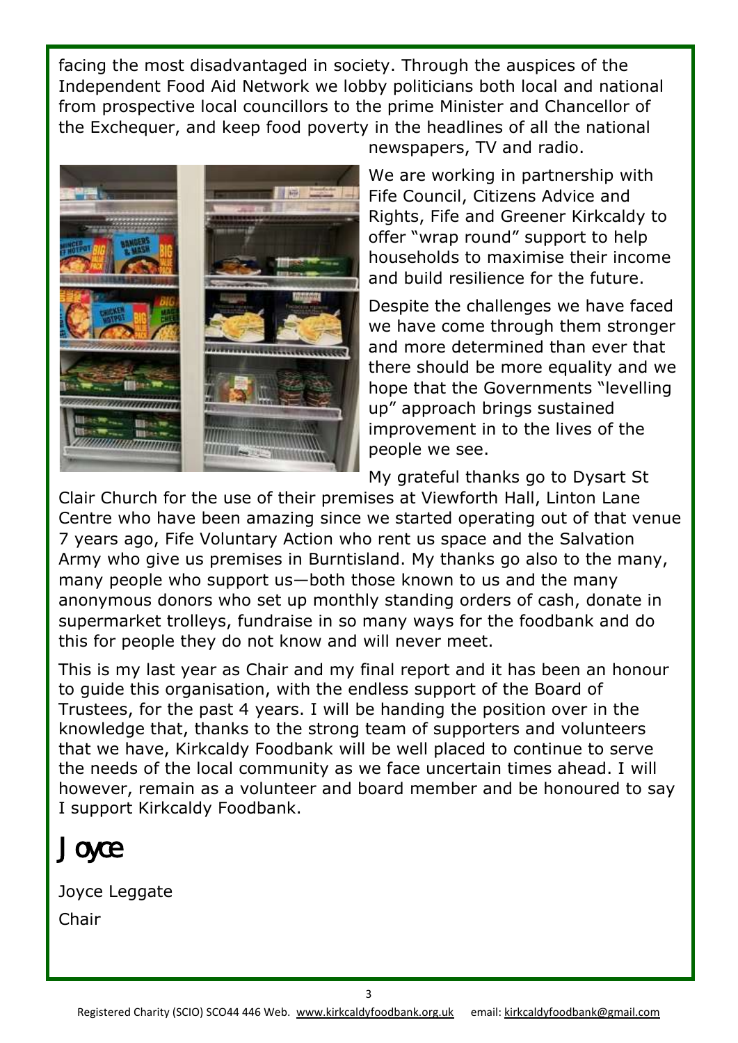facing the most disadvantaged in society. Through the auspices of the Independent Food Aid Network we lobby politicians both local and national from prospective local councillors to the prime Minister and Chancellor of the Exchequer, and keep food poverty in the headlines of all the national newspapers, TV and radio.

We are working in partnership with Fife Council, Citizens Advice and Rights, Fife and Greener Kirkcaldy to offer "wrap round" support to help households to maximise their income and build resilience for the future.

Despite the challenges we have faced we have come through them stronger and more determined than ever that there should be more equality and we hope that the Governments "levelling up" approach brings sustained improvement in to the lives of the people we see.

My grateful thanks go to Dysart St Clair Church for the use of their premises at Viewforth Hall, Linton Lane Centre who have been amazing since we started operating out of that venue 7 years ago, Fife Voluntary Action who rent us space and the Salvation Army who give us premises in Burntisland. My thanks go also to the many, many people who support us—both those known to us and the many anonymous donors who set up monthly standing orders of cash, donate in supermarket trolleys, fundraise in so many ways for the foodbank and do this for people they do not know and will never meet.

This is my last year as Chair and my final report and it has been an honour to guide this organisation, with the endless support of the Board of Trustees, for the past 4 years. I will be handing the position over in the knowledge that, thanks to the strong team of supporters and volunteers that we have, Kirkcaldy Foodbank will be well placed to continue to serve the needs of the local community as we face uncertain times ahead. I will however, remain as a volunteer and board member and be honoured to say I support Kirkcaldy Foodbank.

Joyce

Joyce Leggate

Chair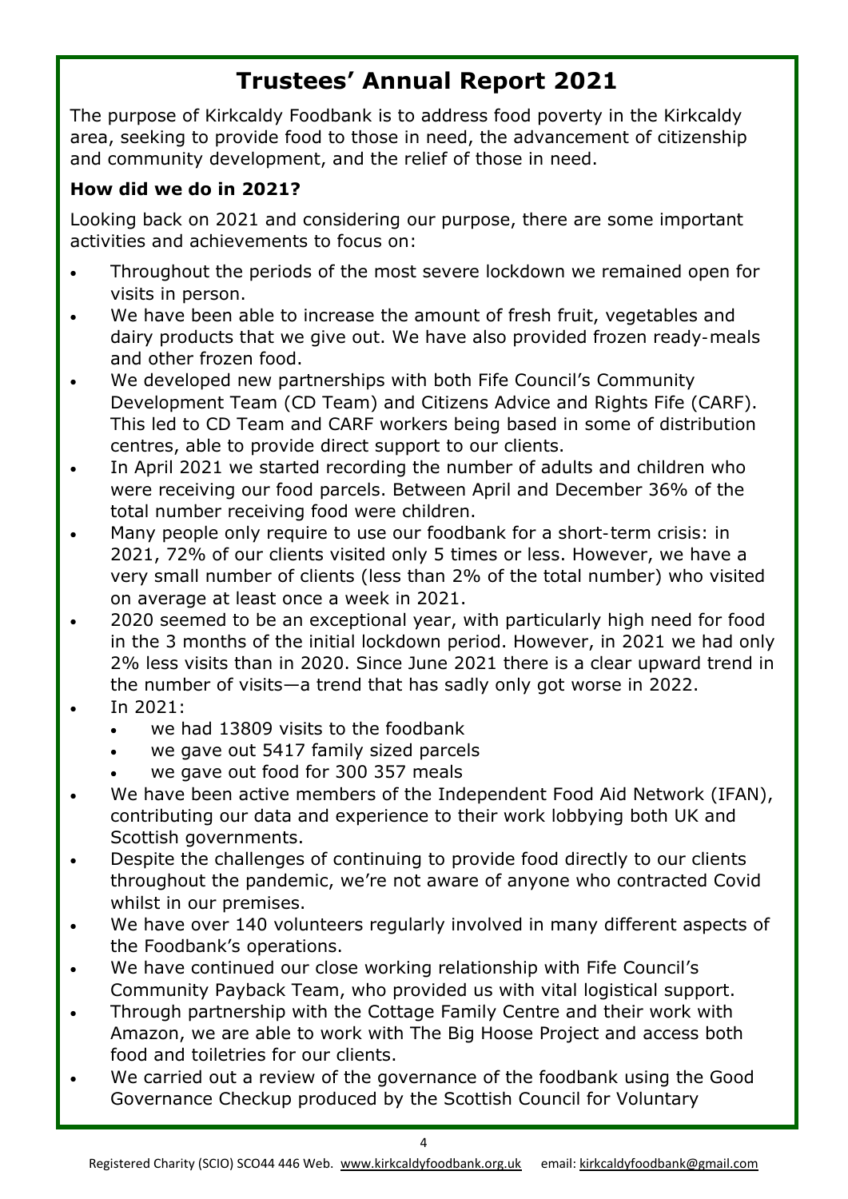# Trustees' Annual Report 2021

The purpose of Kirkcaldy Foodbank is to address food poverty in the Kirkcaldy area, seeking to provide food to those in need, the advancement of citizenship and community development, and the relief of those in need.

### How did we do in 2021?

Looking back on 2021 and considering our purpose, there are some important activities and achievements to focus on:

- Throughout the periods of the most severe lockdown we remained open for visits in person.
- We have been able to increase the amount of fresh fruit, vegetables and dairy products that we give out. We have also provided frozen ready-meals and other frozen food.
- We developed new partnerships with both Fife Council's Community Development Team (CD Team) and Citizens Advice and Rights Fife (CARF). This led to CD Team and CARF workers being based in some of distribution centres, able to provide direct support to our clients.
- In April 2021 we started recording the number of adults and children who were receiving our food parcels. Between April and December 36% of the total number receiving food were children.
- Many people only require to use our foodbank for a short-term crisis: in 2021, 72% of our clients visited only 5 times or less. However, we have a very small number of clients (less than 2% of the total number) who visited on average at least once a week in 2021.
- 2020 seemed to be an exceptional year, with particularly high need for food in the 3 months of the initial lockdown period. However, in 2021 we had only 2% less visits than in 2020. Since June 2021 there is a clear upward trend in the number of visits—a trend that has sadly only got worse in 2022.
- In 2021:
  - we had 13809 visits to the foodbank
  - we gave out 5417 family sized parcels
  - we gave out food for 300 357 meals
- We have been active members of the Independent Food Aid Network (IFAN), contributing our data and experience to their work lobbying both UK and Scottish governments.
- Despite the challenges of continuing to provide food directly to our clients throughout the pandemic, we're not aware of anyone who contracted Covid whilst in our premises.
- We have over 140 volunteers regularly involved in many different aspects of the Foodbank's operations.
- We have continued our close working relationship with Fife Council's Community Payback Team, who provided us with vital logistical support.
- Through partnership with the Cottage Family Centre and their work with Amazon, we are able to work with The Big Hoose Project and access both food and toiletries for our clients.
- We carried out a review of the governance of the foodbank using the Good Governance Checkup produced by the Scottish Council for Voluntary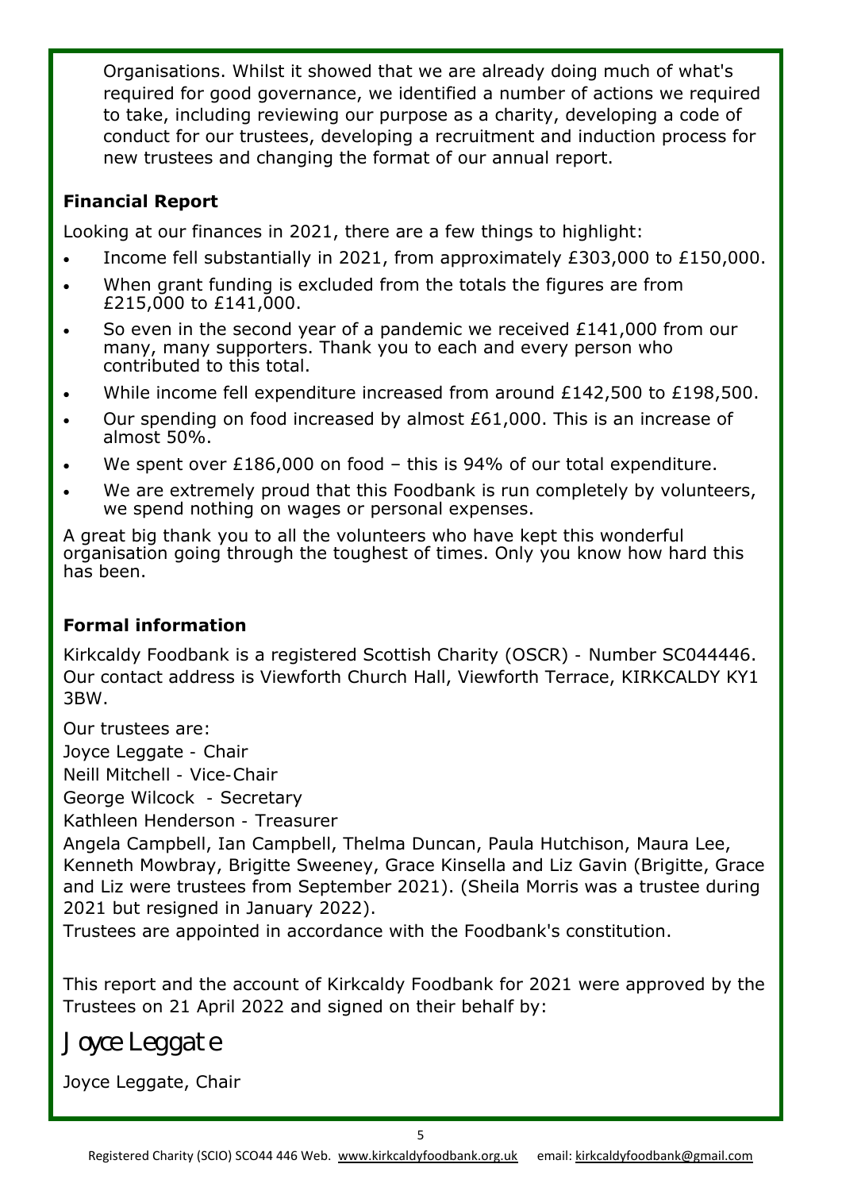Organisations. Whilst it showed that we are already doing much of what's required for good governance, we identified a number of actions we required to take, including reviewing our purpose as a charity, developing a code of conduct for our trustees, developing a recruitment and induction process for new trustees and changing the format of our annual report.

### Financial Report

Looking at our finances in 2021, there are a few things to highlight:

- Income fell substantially in 2021, from approximately £303,000 to £150,000.
- When grant funding is excluded from the totals the figures are from £215,000 to £141,000.
- So even in the second year of a pandemic we received £141,000 from our many, many supporters. Thank you to each and every person who contributed to this total.
- While income fell expenditure increased from around £142,500 to £198,500.
- Our spending on food increased by almost £61,000. This is an increase of almost 50%.
- We spent over £186,000 on food – this is 94% of our total expenditure.
- We are extremely proud that this Foodbank is run completely by volunteers, we spend nothing on wages or personal expenses.

A great big thank you to all the volunteers who have kept this wonderful organisation going through the toughest of times. Only you know how hard this has been.

### Formal information

Kirkcaldy Foodbank is a registered Scottish Charity (OSCR) - Number SC044446. Our contact address is Viewforth Church Hall, Viewforth Terrace, KIRKCALDY KY1 3BW.

Our trustees are:

Joyce Leggate - Chair

Neill Mitchell - Vice-Chair

George Wilcock - Secretary

Kathleen Henderson - Treasurer

Angela Campbell, Ian Campbell, Thelma Duncan, Paula Hutchison, Maura Lee, Kenneth Mowbray, Brigitte Sweeney, Grace Kinsella and Liz Gavin (Brigitte, Grace and Liz were trustees from September 2021). (Sheila Morris was a trustee during 2021 but resigned in January 2022).

Trustees are appointed in accordance with the Foodbank's constitution.

This report and the account of Kirkcaldy Foodbank for 2021 were approved by the Trustees on 21 April 2022 and signed on their behalf by:

*Joyce Leggate*

Joyce Leggate, Chair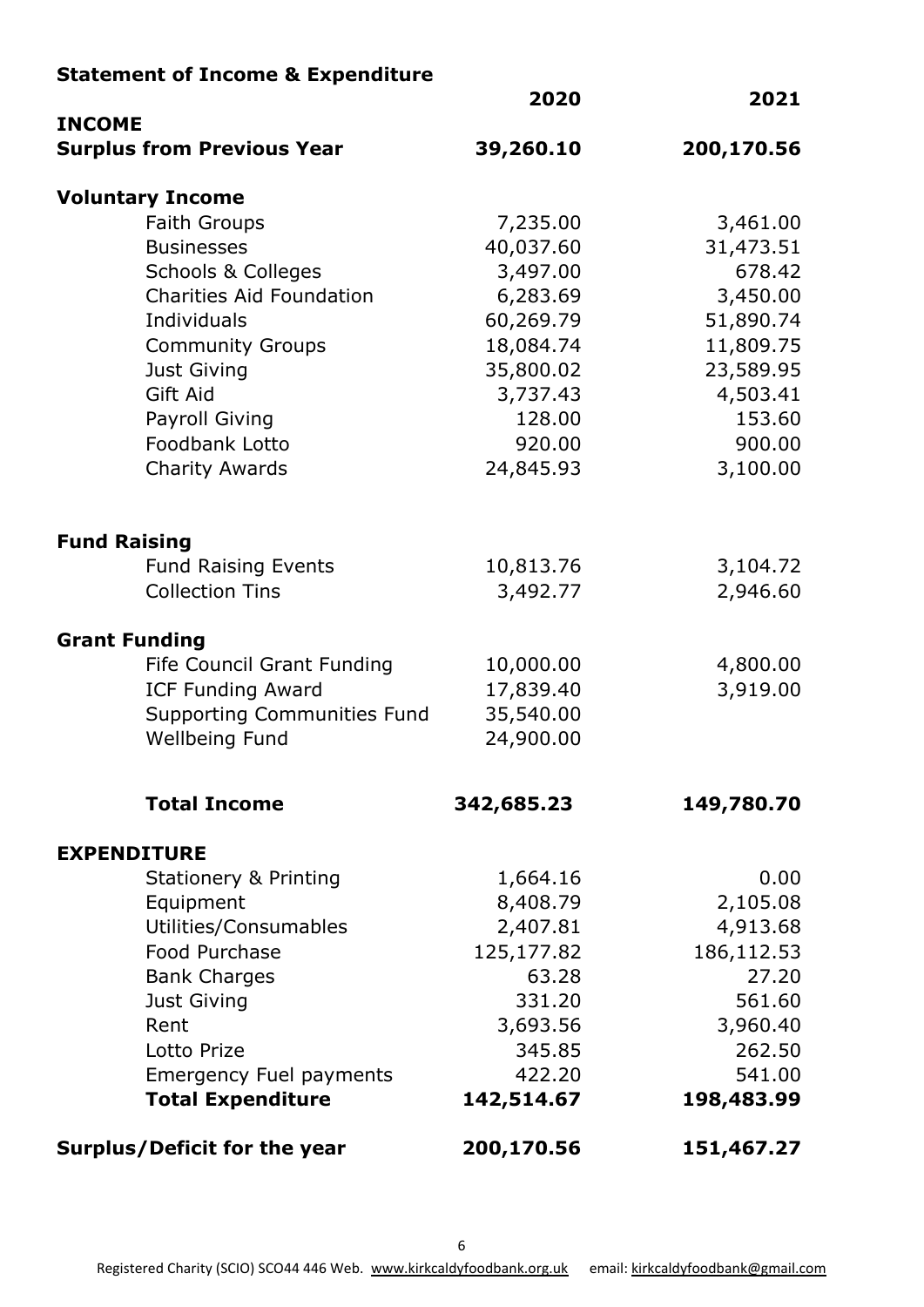## Statement of Income & Expenditure

| | 2020 | 2021 |
|---|---|---|
| **INCOME** | | |
| **Surplus from Previous Year** | **39,260.10** | **200,170.56** |
| **Voluntary Income** | | |
| Faith Groups | 7,235.00 | 3,461.00 |
| Businesses | 40,037.60 | 31,473.51 |
| Schools & Colleges | 3,497.00 | 678.42 |
| Charities Aid Foundation | 6,283.69 | 3,450.00 |
| Individuals | 60,269.79 | 51,890.74 |
| Community Groups | 18,084.74 | 11,809.75 |
| Just Giving | 35,800.02 | 23,589.95 |
| Gift Aid | 3,737.43 | 4,503.41 |
| Payroll Giving | 128.00 | 153.60 |
| Foodbank Lotto | 920.00 | 900.00 |
| Charity Awards | 24,845.93 | 3,100.00 |
| **Fund Raising** | | |
| Fund Raising Events | 10,813.76 | 3,104.72 |
| Collection Tins | 3,492.77 | 2,946.60 |
| **Grant Funding** | | |
| Fife Council Grant Funding | 10,000.00 | 4,800.00 |
| ICF Funding Award | 17,839.40 | 3,919.00 |
| Supporting Communities Fund | 35,540.00 | |
| Wellbeing Fund | 24,900.00 | |
| **Total Income** | **342,685.23** | **149,780.70** |
| **EXPENDITURE** | | |
| Stationery & Printing | 1,664.16 | 0.00 |
| Equipment | 8,408.79 | 2,105.08 |
| Utilities/Consumables | 2,407.81 | 4,913.68 |
| Food Purchase | 125,177.82 | 186,112.53 |
| Bank Charges | 63.28 | 27.20 |
| Just Giving | 331.20 | 561.60 |
| Rent | 3,693.56 | 3,960.40 |
| Lotto Prize | 345.85 | 262.50 |
| Emergency Fuel payments | 422.20 | 541.00 |
| **Total Expenditure** | **142,514.67** | **198,483.99** |
| **Surplus/Deficit for the year** | **200,170.56** | **151,467.27** |

Registered Charity (SCIO) SCO44 446 Web. www.kirkcaldyfoodbank.org.uk email: kirkcaldyfoodbank@gmail.com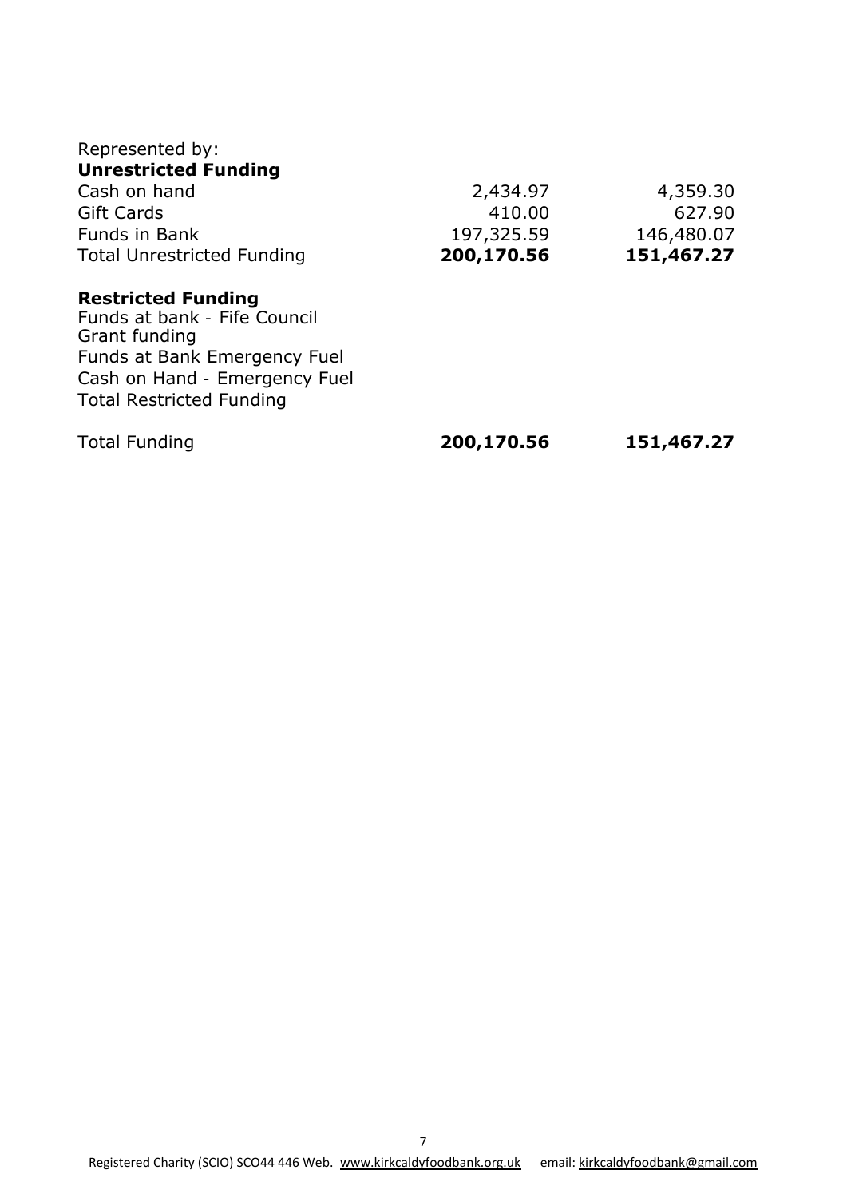| Represented by: | | |
|---|---|---|
| **Unrestricted Funding** | | |
| Cash on hand | 2,434.97 | 4,359.30 |
| Gift Cards | 410.00 | 627.90 |
| Funds in Bank | 197,325.59 | 146,480.07 |
| Total Unrestricted Funding | **200,170.56** | **151,467.27** |
| | | |
| **Restricted Funding** | | |
| Funds at bank - Fife Council Grant funding | | |
| Funds at Bank Emergency Fuel | | |
| Cash on Hand - Emergency Fuel | | |
| Total Restricted Funding | | |
| | | |
| Total Funding | **200,170.56** | **151,467.27** |

Registered Charity (SCIO) SCO44 446 Web. www.kirkcaldyfoodbank.org.uk email: kirkcaldyfoodbank@gmail.com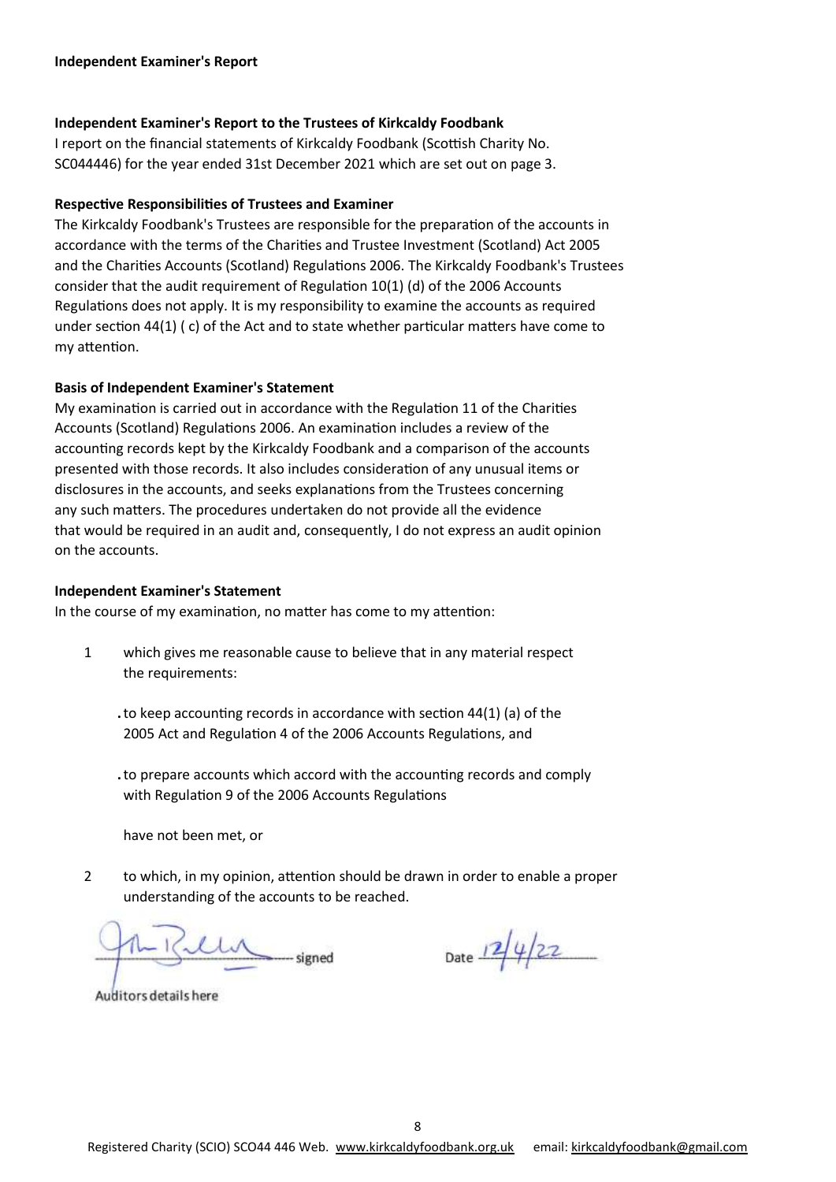**Independent Examiner's Report**

**Independent Examiner's Report to the Trustees of Kirkcaldy Foodbank**

I report on the financial statements of Kirkcaldy Foodbank (Scottish Charity No. SC044446) for the year ended 31st December 2021 which are set out on page 3.

**Respective Responsibilities of Trustees and Examiner**

The Kirkcaldy Foodbank's Trustees are responsible for the preparation of the accounts in accordance with the terms of the Charities and Trustee Investment (Scotland) Act 2005 and the Charities Accounts (Scotland) Regulations 2006. The Kirkcaldy Foodbank's Trustees consider that the audit requirement of Regulation 10(1) (d) of the 2006 Accounts Regulations does not apply. It is my responsibility to examine the accounts as required under section 44(1) ( c) of the Act and to state whether particular matters have come to my attention.

**Basis of Independent Examiner's Statement**

My examination is carried out in accordance with the Regulation 11 of the Charities Accounts (Scotland) Regulations 2006. An examination includes a review of the accounting records kept by the Kirkcaldy Foodbank and a comparison of the accounts presented with those records. It also includes consideration of any unusual items or disclosures in the accounts, and seeks explanations from the Trustees concerning any such matters. The procedures undertaken do not provide all the evidence that would be required in an audit and, consequently, I do not express an audit opinion on the accounts.

**Independent Examiner's Statement**

In the course of my examination, no matter has come to my attention:

1. which gives me reasonable cause to believe that in any material respect the requirements:

   - to keep accounting records in accordance with section 44(1) (a) of the 2005 Act and Regulation 4 of the 2006 Accounts Regulations, and

   - to prepare accounts which accord with the accounting records and comply with Regulation 9 of the 2006 Accounts Regulations

   have not been met, or

2. to which, in my opinion, attention should be drawn in order to enable a proper understanding of the accounts to be reached.

signed

Date 12/4/22

Auditors details here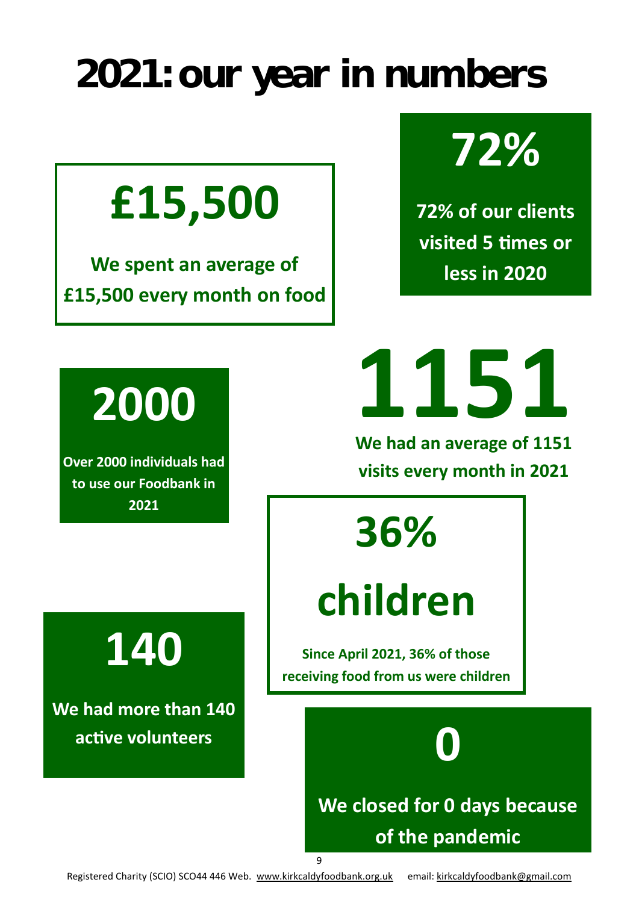# 2021: our year in numbers

**£15,500**

**We spent an average of £15,500 every month on food**

**72%**

**72% of our clients visited 5 times or less in 2020**

**2000**

**Over 2000 individuals had to use our Foodbank in 2021**

**1151**

**We had an average of 1151 visits every month in 2021**

**36% children**

**Since April 2021, 36% of those receiving food from us were children**

**140**

**We had more than 140 active volunteers**

**0**

**We closed for 0 days because of the pandemic**

Registered Charity (SCIO) SCO44 446 Web. www.kirkcaldyfoodbank.org.uk email: kirkcaldyfoodbank@gmail.com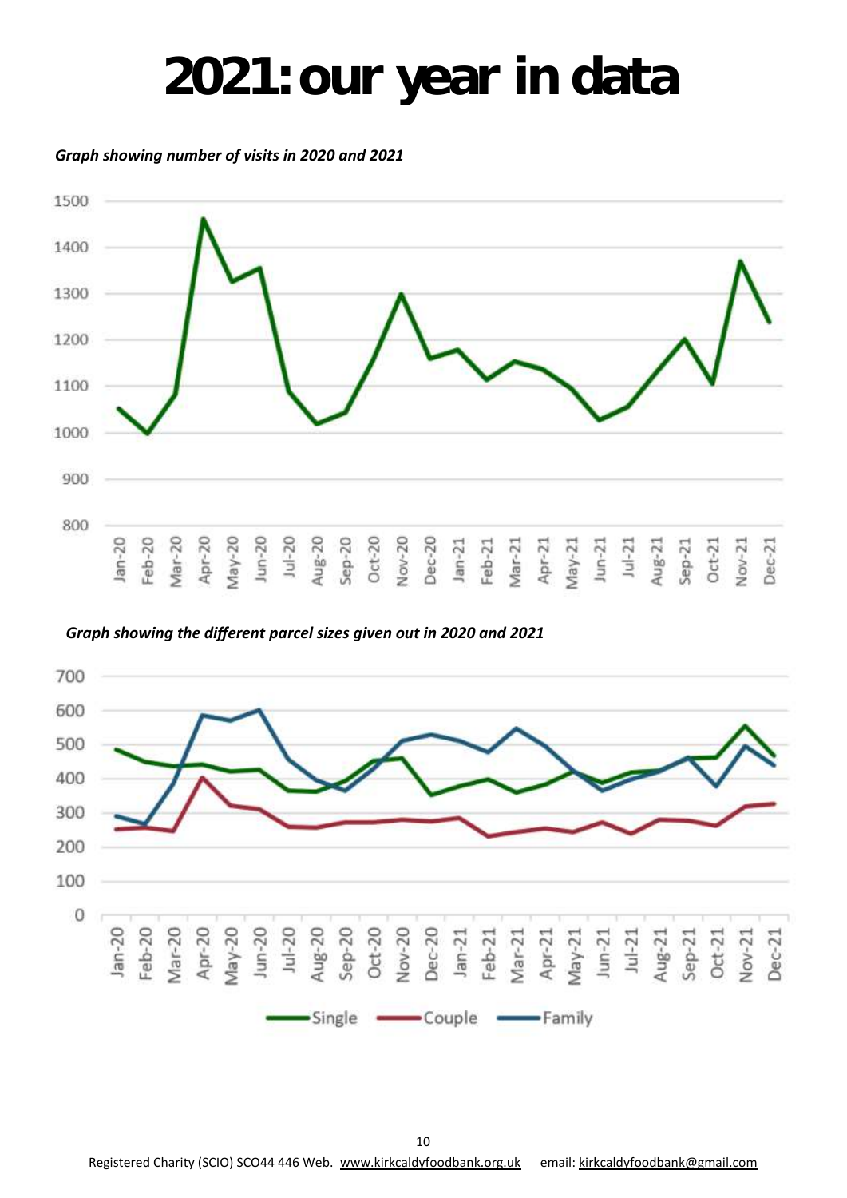# 2021: our year in data

***Graph showing number of visits in 2020 and 2021***

***Graph showing the different parcel sizes given out in 2020 and 2021***

Registered Charity (SCIO) SCO44 446 Web. www.kirkcaldyfoodbank.org.uk email: kirkcaldyfoodbank@gmail.com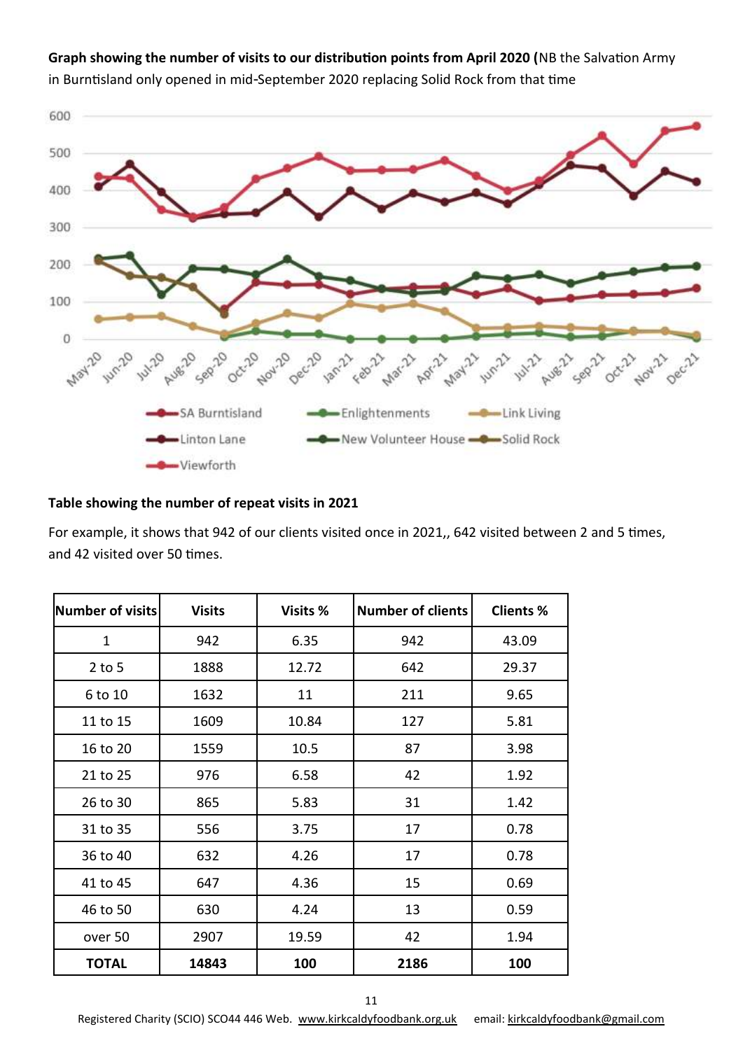**Graph showing the number of visits to our distribution points from April 2020 (**NB the Salvation Army in Burntisland only opened in mid-September 2020 replacing Solid Rock from that time

600
500
400
300
200
100
0

May-20 Jun-20 Jul-20 Aug-20 Sep-20 Oct-20 Nov-20 Dec-20 Jan-21 Feb-21 Mar-21 Apr-21 May-21 Jun-21 Jul-21 Aug-21 Sep-21 Oct-21 Nov-21 Dec-21

SA Burntisland
Enlightenments
Link Living
Linton Lane
New Volunteer House
Solid Rock
Viewforth

**Table showing the number of repeat visits in 2021**

For example, it shows that 942 of our clients visited once in 2021,, 642 visited between 2 and 5 times, and 42 visited over 50 times.

| Number of visits | Visits | Visits % | Number of clients | Clients % |
|---|---|---|---|---|
| 1 | 942 | 6.35 | 942 | 43.09 |
| 2 to 5 | 1888 | 12.72 | 642 | 29.37 |
| 6 to 10 | 1632 | 11 | 211 | 9.65 |
| 11 to 15 | 1609 | 10.84 | 127 | 5.81 |
| 16 to 20 | 1559 | 10.5 | 87 | 3.98 |
| 21 to 25 | 976 | 6.58 | 42 | 1.92 |
| 26 to 30 | 865 | 5.83 | 31 | 1.42 |
| 31 to 35 | 556 | 3.75 | 17 | 0.78 |
| 36 to 40 | 632 | 4.26 | 17 | 0.78 |
| 41 to 45 | 647 | 4.36 | 15 | 0.69 |
| 46 to 50 | 630 | 4.24 | 13 | 0.59 |
| over 50 | 2907 | 19.59 | 42 | 1.94 |
| **TOTAL** | **14843** | **100** | **2186** | **100** |

Registered Charity (SCIO) SCO44 446 Web. www.kirkcaldyfoodbank.org.uk email: kirkcaldyfoodbank@gmail.com